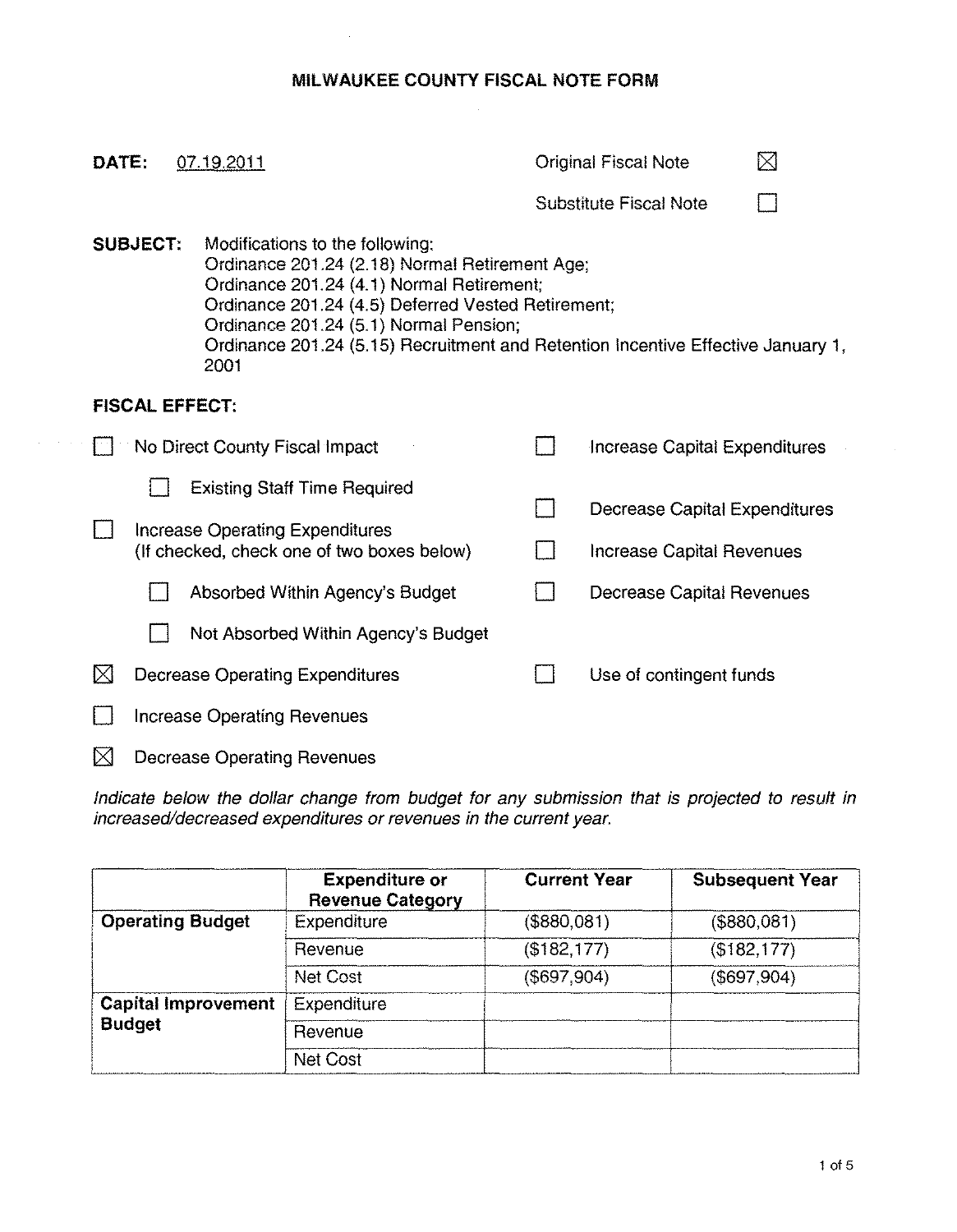# MILWAUKEE COUNTY FISCAL NOTE FORM

**DATE:** 07.19.2011

Original Fiscal Note ☒

Substitute Fiscal Note ☐

**SUBJECT:** Modifications to the following:
Ordinance 201.24 (2.18) Normal Retirement Age;
Ordinance 201.24 (4.1) Normal Retirement;
Ordinance 201.24 (4.5) Deferred Vested Retirement;
Ordinance 201.24 (5.1) Normal Pension;
Ordinance 201.24 (5.15) Recruitment and Retention Incentive Effective January 1, 2001

**FISCAL EFFECT:**

- ☐ No Direct County Fiscal Impact
  - ☐ Existing Staff Time Required
- ☐ Increase Operating Expenditures (If checked, check one of two boxes below)
  - ☐ Absorbed Within Agency's Budget
  - ☐ Not Absorbed Within Agency's Budget
- ☒ Decrease Operating Expenditures
- ☐ Increase Operating Revenues
- ☒ Decrease Operating Revenues
- ☐ Increase Capital Expenditures
- ☐ Decrease Capital Expenditures
- ☐ Increase Capital Revenues
- ☐ Decrease Capital Revenues
- ☐ Use of contingent funds

*Indicate below the dollar change from budget for any submission that is projected to result in increased/decreased expenditures or revenues in the current year.*

| | Expenditure or Revenue Category | Current Year | Subsequent Year |
|---|---|---|---|
| **Operating Budget** | Expenditure | ($880,081) | ($880,081) |
| | Revenue | ($182,177) | ($182,177) |
| | Net Cost | ($697,904) | ($697,904) |
| **Capital Improvement Budget** | Expenditure | | |
| | Revenue | | |
| | Net Cost | | |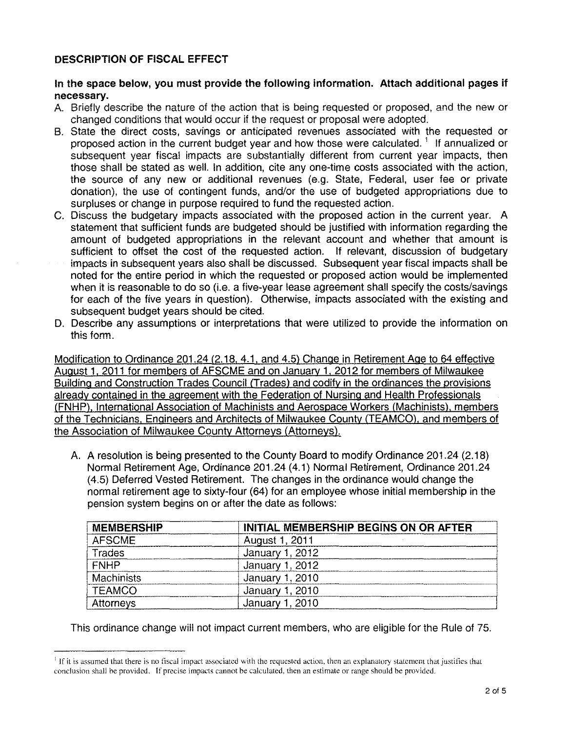## DESCRIPTION OF FISCAL EFFECT

**In the space below, you must provide the following information. Attach additional pages if necessary.**

A. Briefly describe the nature of the action that is being requested or proposed, and the new or changed conditions that would occur if the request or proposal were adopted.

B. State the direct costs, savings or anticipated revenues associated with the requested or proposed action in the current budget year and how those were calculated. [1] If annualized or subsequent year fiscal impacts are substantially different from current year impacts, then those shall be stated as well. In addition, cite any one-time costs associated with the action, the source of any new or additional revenues (e.g. State, Federal, user fee or private donation), the use of contingent funds, and/or the use of budgeted appropriations due to surpluses or change in purpose required to fund the requested action.

C. Discuss the budgetary impacts associated with the proposed action in the current year. A statement that sufficient funds are budgeted should be justified with information regarding the amount of budgeted appropriations in the relevant account and whether that amount is sufficient to offset the cost of the requested action. If relevant, discussion of budgetary impacts in subsequent years also shall be discussed. Subsequent year fiscal impacts shall be noted for the entire period in which the requested or proposed action would be implemented when it is reasonable to do so (i.e. a five-year lease agreement shall specify the costs/savings for each of the five years in question). Otherwise, impacts associated with the existing and subsequent budget years should be cited.

D. Describe any assumptions or interpretations that were utilized to provide the information on this form.

<u>Modification to Ordinance 201.24 (2.18, 4.1, and 4.5) Change in Retirement Age to 64 effective August 1, 2011 for members of AFSCME and on January 1, 2012 for members of Milwaukee Building and Construction Trades Council (Trades) and codify in the ordinances the provisions already contained in the agreement with the Federation of Nursing and Health Professionals (FNHP), International Association of Machinists and Aerospace Workers (Machinists), members of the Technicians, Engineers and Architects of Milwaukee County (TEAMCO), and members of the Association of Milwaukee County Attorneys (Attorneys).</u>

A. A resolution is being presented to the County Board to modify Ordinance 201.24 (2.18) Normal Retirement Age, Ordinance 201.24 (4.1) Normal Retirement, Ordinance 201.24 (4.5) Deferred Vested Retirement. The changes in the ordinance would change the normal retirement age to sixty-four (64) for an employee whose initial membership in the pension system begins on or after the date as follows:

| MEMBERSHIP | INITIAL MEMBERSHIP BEGINS ON OR AFTER |
|---|---|
| AFSCME | August 1, 2011 |
| Trades | January 1, 2012 |
| FNHP | January 1, 2012 |
| Machinists | January 1, 2010 |
| TEAMCO | January 1, 2010 |
| Attorneys | January 1, 2010 |

This ordinance change will not impact current members, who are eligible for the Rule of 75.

---

[1] If it is assumed that there is no fiscal impact associated with the requested action, then an explanatory statement that justifies that conclusion shall be provided. If precise impacts cannot be calculated, then an estimate or range should be provided.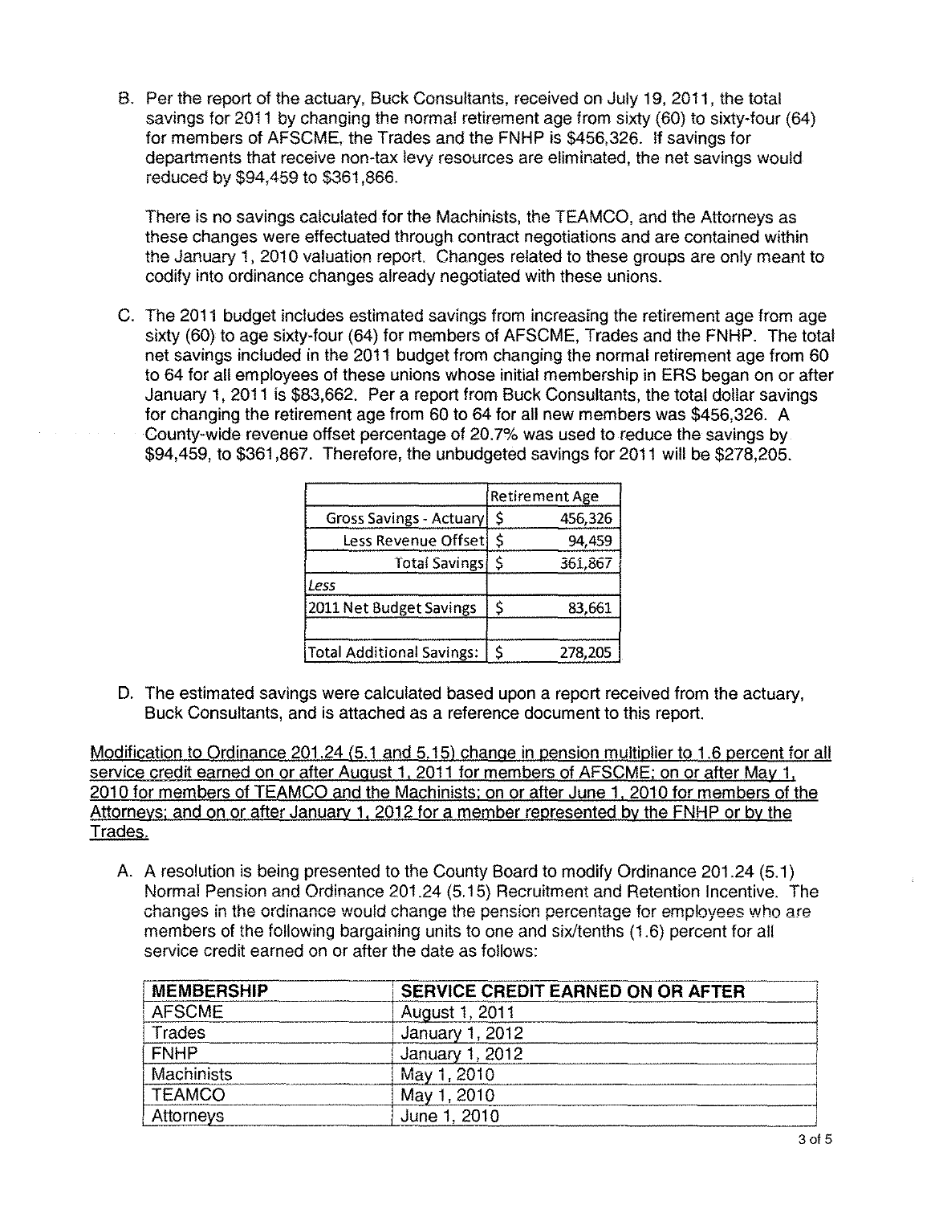B. Per the report of the actuary, Buck Consultants, received on July 19, 2011, the total savings for 2011 by changing the normal retirement age from sixty (60) to sixty-four (64) for members of AFSCME, the Trades and the FNHP is $456,326. If savings for departments that receive non-tax levy resources are eliminated, the net savings would reduced by $94,459 to $361,866.

   There is no savings calculated for the Machinists, the TEAMCO, and the Attorneys as these changes were effectuated through contract negotiations and are contained within the January 1, 2010 valuation report. Changes related to these groups are only meant to codify into ordinance changes already negotiated with these unions.

C. The 2011 budget includes estimated savings from increasing the retirement age from age sixty (60) to age sixty-four (64) for members of AFSCME, Trades and the FNHP. The total net savings included in the 2011 budget from changing the normal retirement age from 60 to 64 for all employees of these unions whose initial membership in ERS began on or after January 1, 2011 is $83,662. Per a report from Buck Consultants, the total dollar savings for changing the retirement age from 60 to 64 for all new members was $456,326. A County-wide revenue offset percentage of 20.7% was used to reduce the savings by $94,459, to $361,867. Therefore, the unbudgeted savings for 2011 will be $278,205.

| | Retirement Age |
|---|---|
| Gross Savings - Actuary | $ 456,326 |
| Less Revenue Offset | $ 94,459 |
| Total Savings | $ 361,867 |
| *Less* | |
| 2011 Net Budget Savings | $ 83,661 |
| | |
| Total Additional Savings: | $ 278,205 |

D. The estimated savings were calculated based upon a report received from the actuary, Buck Consultants, and is attached as a reference document to this report.

<u>Modification to Ordinance 201.24 (5.1 and 5.15) change in pension multiplier to 1.6 percent for all service credit earned on or after August 1, 2011 for members of AFSCME; on or after May 1, 2010 for members of TEAMCO and the Machinists; on or after June 1, 2010 for members of the Attorneys; and on or after January 1, 2012 for a member represented by the FNHP or by the Trades.</u>

A. A resolution is being presented to the County Board to modify Ordinance 201.24 (5.1) Normal Pension and Ordinance 201.24 (5.15) Recruitment and Retention Incentive. The changes in the ordinance would change the pension percentage for employees who are members of the following bargaining units to one and six/tenths (1.6) percent for all service credit earned on or after the date as follows:

| MEMBERSHIP | SERVICE CREDIT EARNED ON OR AFTER |
|---|---|
| AFSCME | August 1, 2011 |
| Trades | January 1, 2012 |
| FNHP | January 1, 2012 |
| Machinists | May 1, 2010 |
| TEAMCO | May 1, 2010 |
| Attorneys | June 1, 2010 |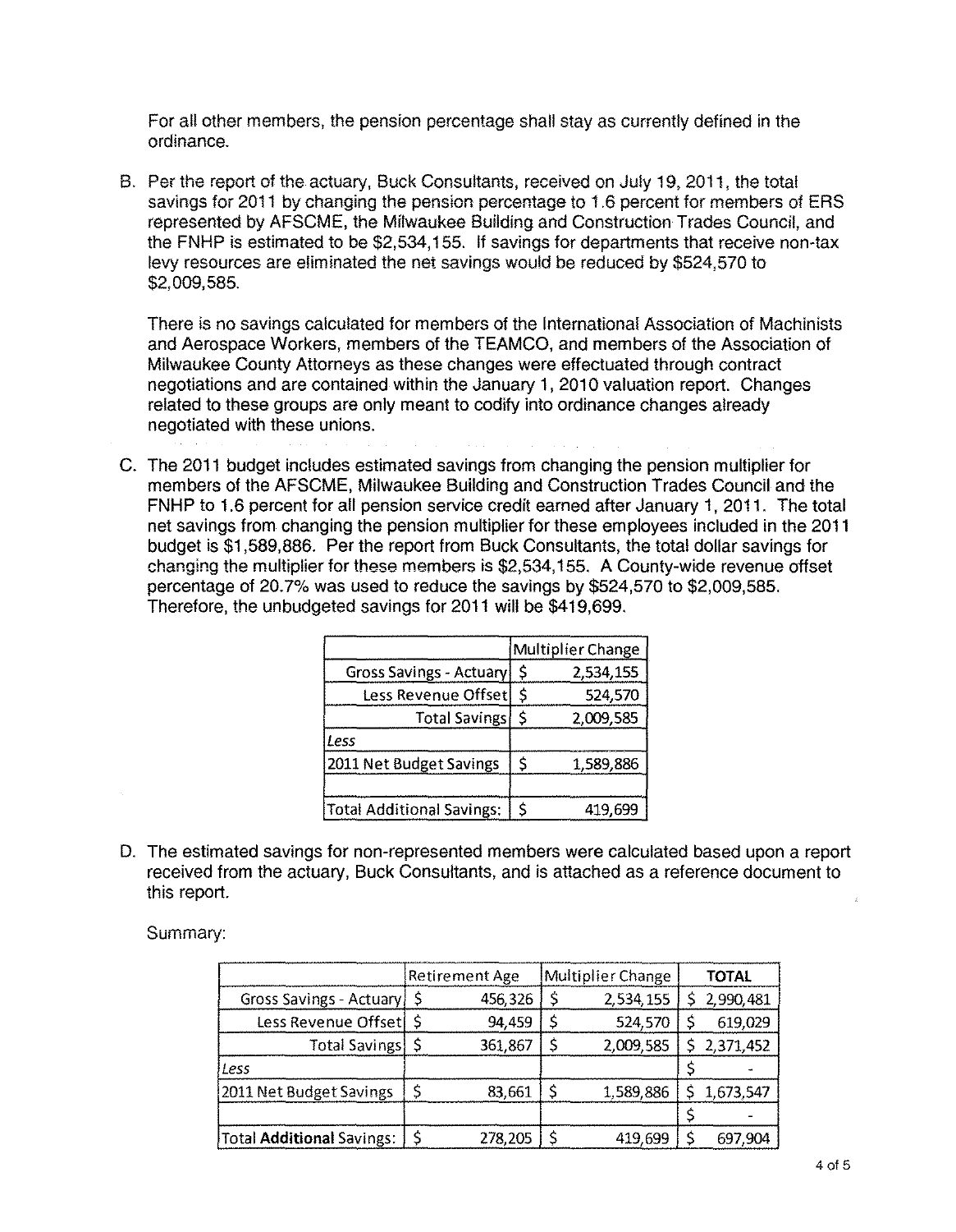For all other members, the pension percentage shall stay as currently defined in the ordinance.

B. Per the report of the actuary, Buck Consultants, received on July 19, 2011, the total savings for 2011 by changing the pension percentage to 1.6 percent for members of ERS represented by AFSCME, the Milwaukee Building and Construction Trades Council, and the FNHP is estimated to be $2,534,155. If savings for departments that receive non-tax levy resources are eliminated the net savings would be reduced by $524,570 to $2,009,585.

   There is no savings calculated for members of the International Association of Machinists and Aerospace Workers, members of the TEAMCO, and members of the Association of Milwaukee County Attorneys as these changes were effectuated through contract negotiations and are contained within the January 1, 2010 valuation report. Changes related to these groups are only meant to codify into ordinance changes already negotiated with these unions.

C. The 2011 budget includes estimated savings from changing the pension multiplier for members of the AFSCME, Milwaukee Building and Construction Trades Council and the FNHP to 1.6 percent for all pension service credit earned after January 1, 2011. The total net savings from changing the pension multiplier for these employees included in the 2011 budget is $1,589,886. Per the report from Buck Consultants, the total dollar savings for changing the multiplier for these members is $2,534,155. A County-wide revenue offset percentage of 20.7% was used to reduce the savings by $524,570 to $2,009,585. Therefore, the unbudgeted savings for 2011 will be $419,699.

| | Multiplier Change |
|---|---|
| Gross Savings - Actuary | $ 2,534,155 |
| Less Revenue Offset | $ 524,570 |
| Total Savings | $ 2,009,585 |
| *Less* | |
| 2011 Net Budget Savings | $ 1,589,886 |
| | |
| Total Additional Savings: | $ 419,699 |

D. The estimated savings for non-represented members were calculated based upon a report received from the actuary, Buck Consultants, and is attached as a reference document to this report.

   Summary:

| | Retirement Age | Multiplier Change | **TOTAL** |
|---|---|---|---|
| Gross Savings - Actuary | $ 456,326 | $ 2,534,155 | $ 2,990,481 |
| Less Revenue Offset | $ 94,459 | $ 524,570 | $ 619,029 |
| Total Savings | $ 361,867 | $ 2,009,585 | $ 2,371,452 |
| *Less* | | | $ - |
| 2011 Net Budget Savings | $ 83,661 | $ 1,589,886 | $ 1,673,547 |
| | | | $ - |
| Total **Additional** Savings: | $ 278,205 | $ 419,699 | $ 697,904 |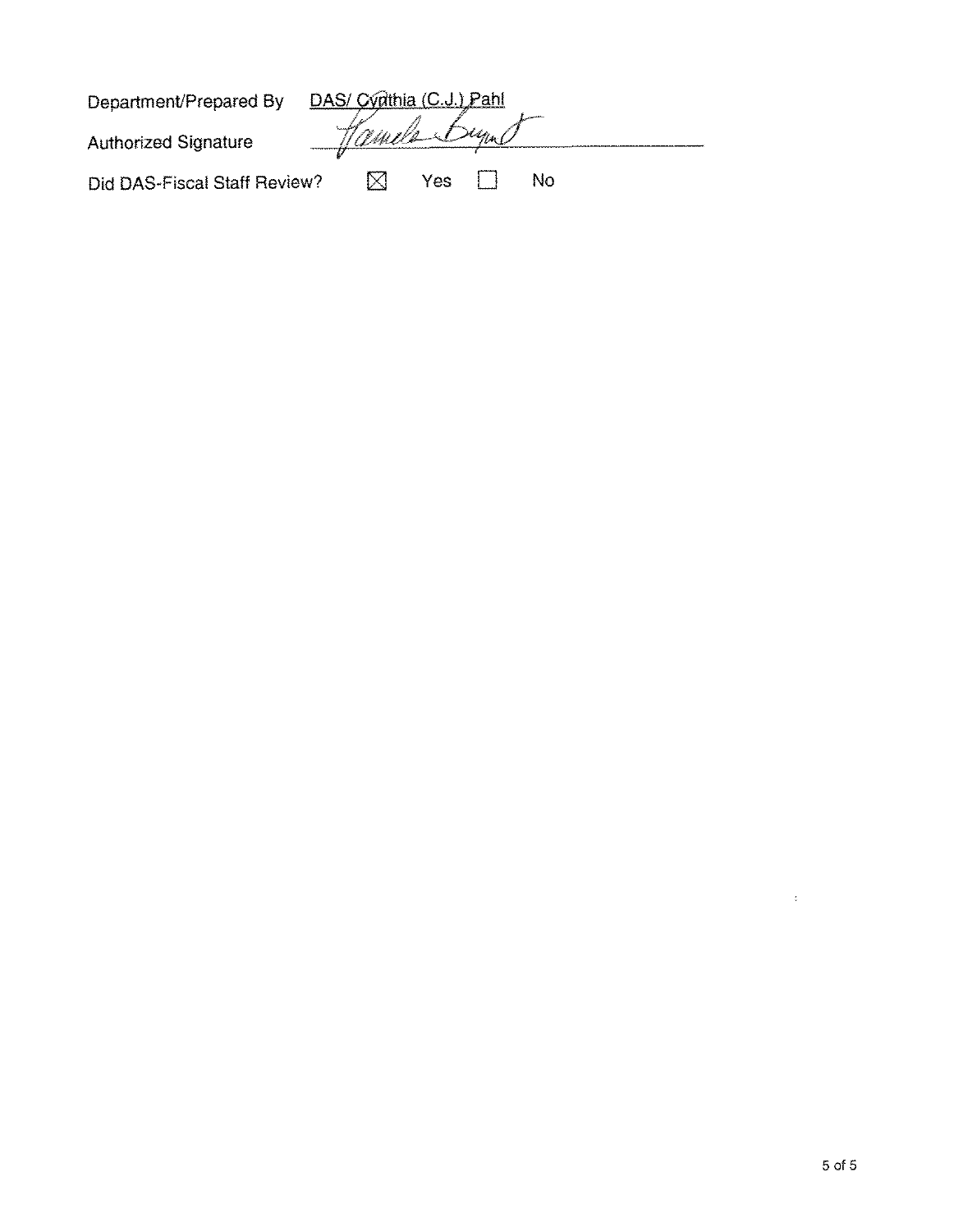Department/Prepared By DAS/ Cynthia (C.J.) Pahl

Authorized Signature Pamela Bryant

Did DAS-Fiscal Staff Review? ☒ Yes ☐ No